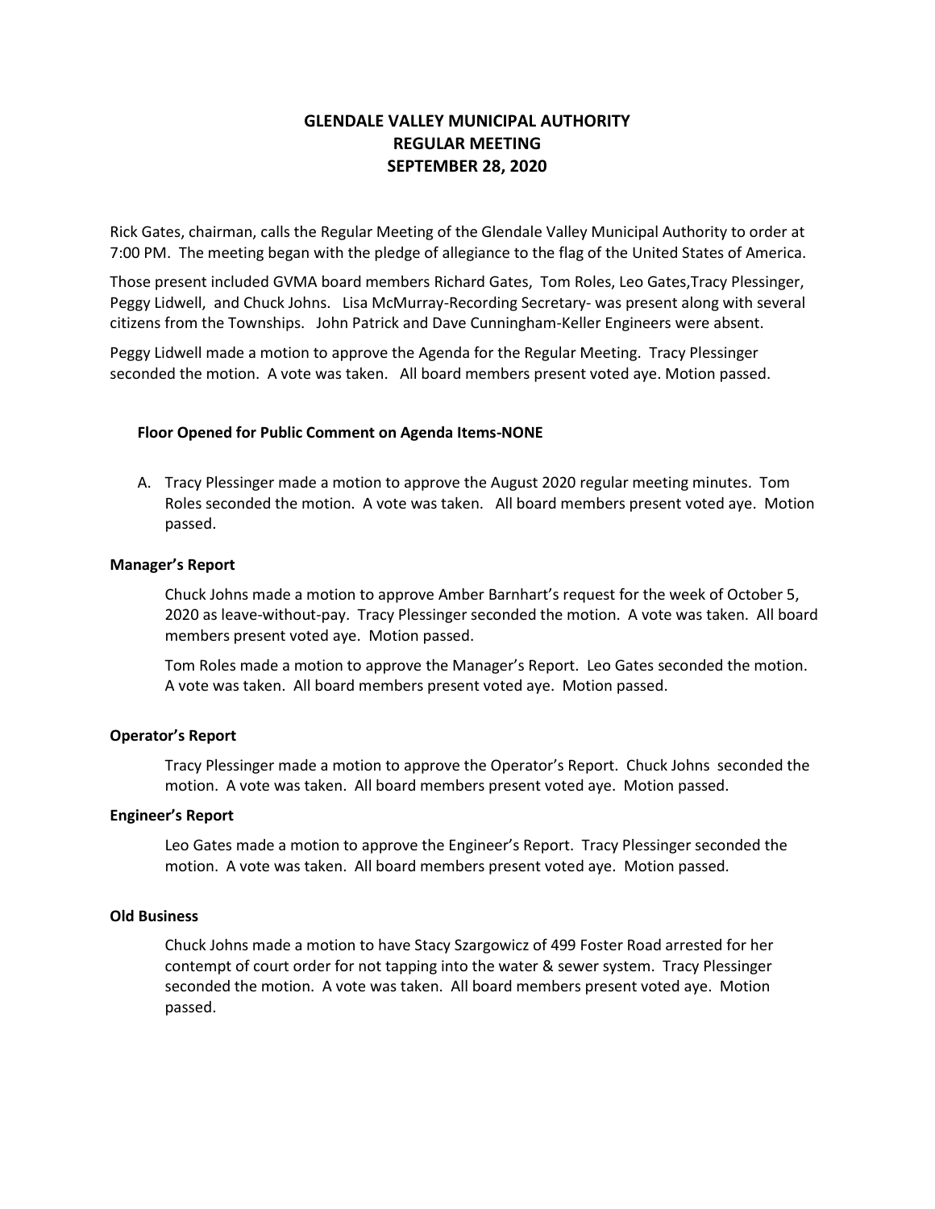# GLENDALE VALLEY MUNICIPAL AUTHORITY
# REGULAR MEETING
# SEPTEMBER 28, 2020

Rick Gates, chairman, calls the Regular Meeting of the Glendale Valley Municipal Authority to order at 7:00 PM. The meeting began with the pledge of allegiance to the flag of the United States of America.

Those present included GVMA board members Richard Gates, Tom Roles, Leo Gates,Tracy Plessinger, Peggy Lidwell, and Chuck Johns. Lisa McMurray-Recording Secretary- was present along with several citizens from the Townships. John Patrick and Dave Cunningham-Keller Engineers were absent.

Peggy Lidwell made a motion to approve the Agenda for the Regular Meeting. Tracy Plessinger seconded the motion. A vote was taken. All board members present voted aye. Motion passed.

**Floor Opened for Public Comment on Agenda Items-NONE**

A. Tracy Plessinger made a motion to approve the August 2020 regular meeting minutes. Tom Roles seconded the motion. A vote was taken. All board members present voted aye. Motion passed.

**Manager's Report**

Chuck Johns made a motion to approve Amber Barnhart's request for the week of October 5, 2020 as leave-without-pay. Tracy Plessinger seconded the motion. A vote was taken. All board members present voted aye. Motion passed.

Tom Roles made a motion to approve the Manager's Report. Leo Gates seconded the motion. A vote was taken. All board members present voted aye. Motion passed.

**Operator's Report**

Tracy Plessinger made a motion to approve the Operator's Report. Chuck Johns seconded the motion. A vote was taken. All board members present voted aye. Motion passed.

**Engineer's Report**

Leo Gates made a motion to approve the Engineer's Report. Tracy Plessinger seconded the motion. A vote was taken. All board members present voted aye. Motion passed.

**Old Business**

Chuck Johns made a motion to have Stacy Szargowicz of 499 Foster Road arrested for her contempt of court order for not tapping into the water & sewer system. Tracy Plessinger seconded the motion. A vote was taken. All board members present voted aye. Motion passed.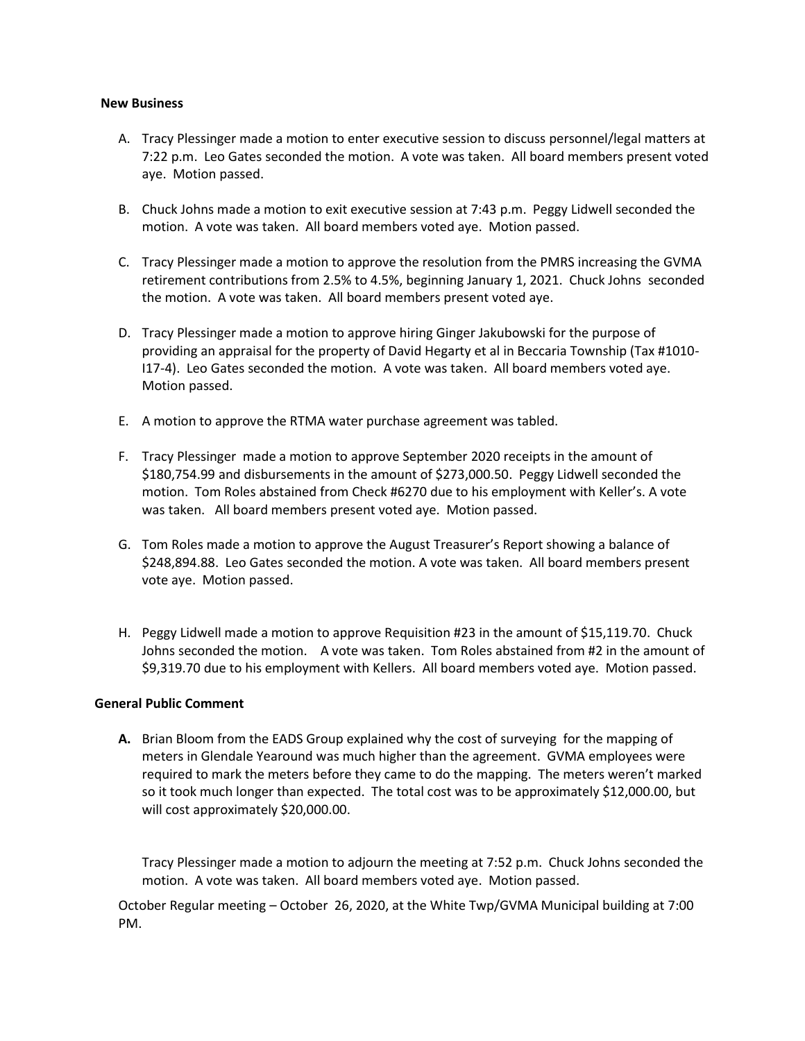**New Business**

A. Tracy Plessinger made a motion to enter executive session to discuss personnel/legal matters at 7:22 p.m. Leo Gates seconded the motion. A vote was taken. All board members present voted aye. Motion passed.

B. Chuck Johns made a motion to exit executive session at 7:43 p.m. Peggy Lidwell seconded the motion. A vote was taken. All board members voted aye. Motion passed.

C. Tracy Plessinger made a motion to approve the resolution from the PMRS increasing the GVMA retirement contributions from 2.5% to 4.5%, beginning January 1, 2021. Chuck Johns seconded the motion. A vote was taken. All board members present voted aye.

D. Tracy Plessinger made a motion to approve hiring Ginger Jakubowski for the purpose of providing an appraisal for the property of David Hegarty et al in Beccaria Township (Tax #1010-I17-4). Leo Gates seconded the motion. A vote was taken. All board members voted aye. Motion passed.

E. A motion to approve the RTMA water purchase agreement was tabled.

F. Tracy Plessinger made a motion to approve September 2020 receipts in the amount of $180,754.99 and disbursements in the amount of $273,000.50. Peggy Lidwell seconded the motion. Tom Roles abstained from Check #6270 due to his employment with Keller's. A vote was taken. All board members present voted aye. Motion passed.

G. Tom Roles made a motion to approve the August Treasurer's Report showing a balance of $248,894.88. Leo Gates seconded the motion. A vote was taken. All board members present vote aye. Motion passed.

H. Peggy Lidwell made a motion to approve Requisition #23 in the amount of $15,119.70. Chuck Johns seconded the motion. A vote was taken. Tom Roles abstained from #2 in the amount of $9,319.70 due to his employment with Kellers. All board members voted aye. Motion passed.

**General Public Comment**

**A.** Brian Bloom from the EADS Group explained why the cost of surveying for the mapping of meters in Glendale Yearound was much higher than the agreement. GVMA employees were required to mark the meters before they came to do the mapping. The meters weren't marked so it took much longer than expected. The total cost was to be approximately $12,000.00, but will cost approximately $20,000.00.

Tracy Plessinger made a motion to adjourn the meeting at 7:52 p.m. Chuck Johns seconded the motion. A vote was taken. All board members voted aye. Motion passed.

October Regular meeting – October 26, 2020, at the White Twp/GVMA Municipal building at 7:00 PM.